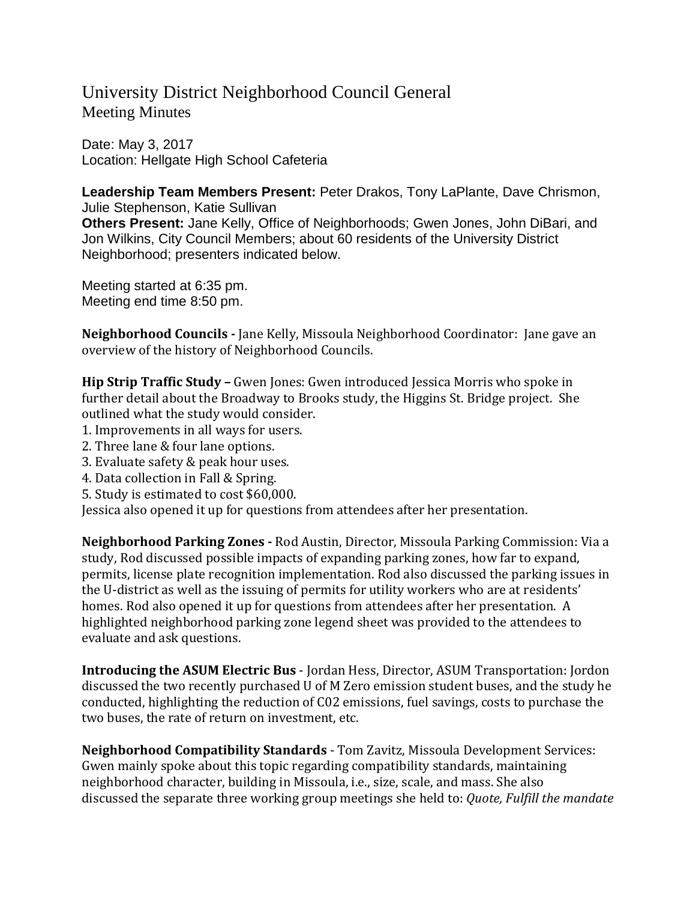# University District Neighborhood Council General

Meeting Minutes

Date: May 3, 2017
Location: Hellgate High School Cafeteria

**Leadership Team Members Present:** Peter Drakos, Tony LaPlante, Dave Chrismon, Julie Stephenson, Katie Sullivan
**Others Present:** Jane Kelly, Office of Neighborhoods; Gwen Jones, John DiBari, and Jon Wilkins, City Council Members; about 60 residents of the University District Neighborhood; presenters indicated below.

Meeting started at 6:35 pm.
Meeting end time 8:50 pm.

**Neighborhood Councils -** Jane Kelly, Missoula Neighborhood Coordinator: Jane gave an overview of the history of Neighborhood Councils.

**Hip Strip Traffic Study –** Gwen Jones: Gwen introduced Jessica Morris who spoke in further detail about the Broadway to Brooks study, the Higgins St. Bridge project. She outlined what the study would consider.

1. Improvements in all ways for users.
2. Three lane & four lane options.
3. Evaluate safety & peak hour uses.
4. Data collection in Fall & Spring.
5. Study is estimated to cost $60,000.

Jessica also opened it up for questions from attendees after her presentation.

**Neighborhood Parking Zones -** Rod Austin, Director, Missoula Parking Commission: Via a study, Rod discussed possible impacts of expanding parking zones, how far to expand, permits, license plate recognition implementation. Rod also discussed the parking issues in the U-district as well as the issuing of permits for utility workers who are at residents' homes. Rod also opened it up for questions from attendees after her presentation. A highlighted neighborhood parking zone legend sheet was provided to the attendees to evaluate and ask questions.

**Introducing the ASUM Electric Bus** - Jordan Hess, Director, ASUM Transportation: Jordon discussed the two recently purchased U of M Zero emission student buses, and the study he conducted, highlighting the reduction of C02 emissions, fuel savings, costs to purchase the two buses, the rate of return on investment, etc.

**Neighborhood Compatibility Standards** - Tom Zavitz, Missoula Development Services: Gwen mainly spoke about this topic regarding compatibility standards, maintaining neighborhood character, building in Missoula, i.e., size, scale, and mass. She also discussed the separate three working group meetings she held to: *Quote, Fulfill the mandate*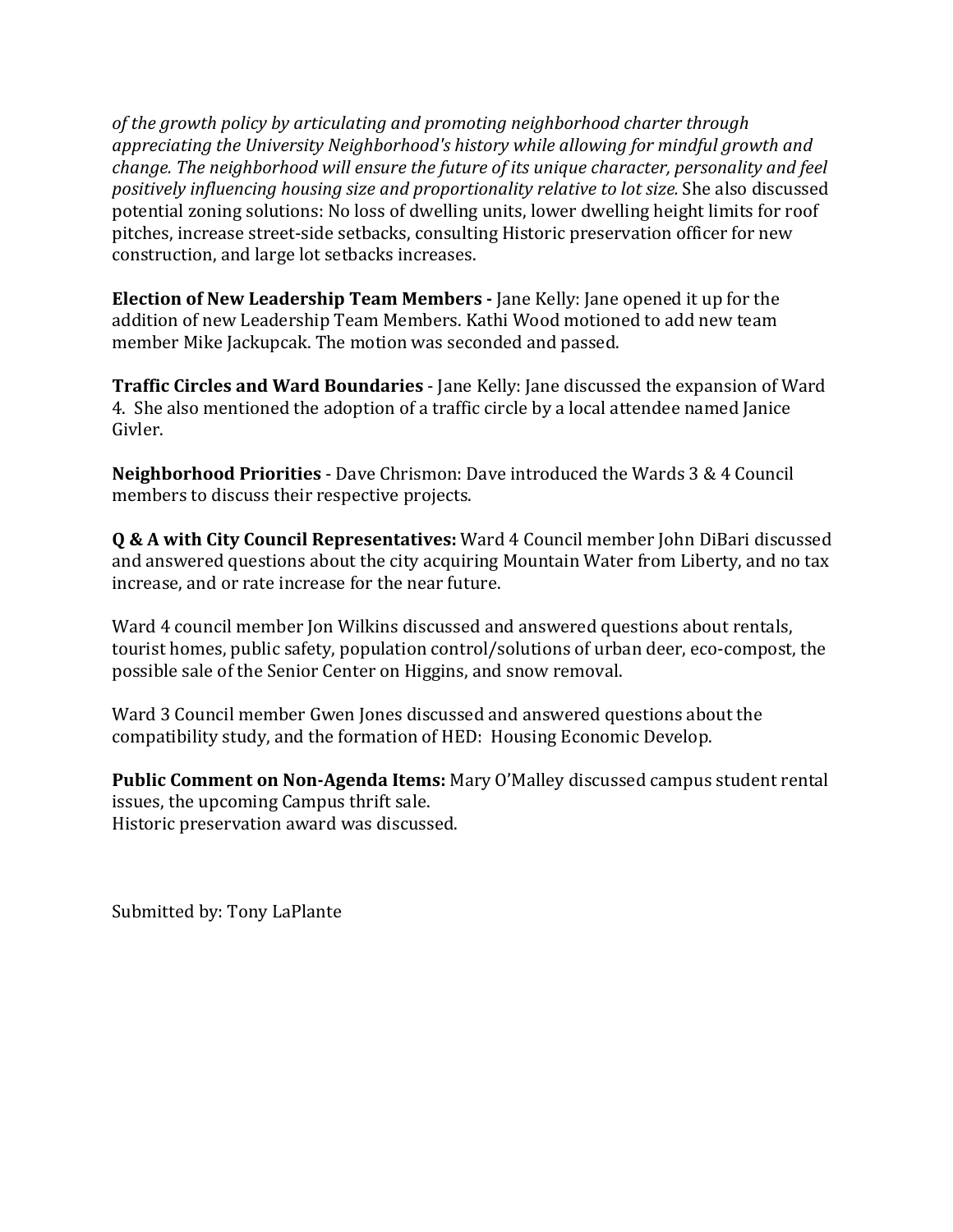*of the growth policy by articulating and promoting neighborhood charter through appreciating the University Neighborhood's history while allowing for mindful growth and change. The neighborhood will ensure the future of its unique character, personality and feel positively influencing housing size and proportionality relative to lot size.* She also discussed potential zoning solutions: No loss of dwelling units, lower dwelling height limits for roof pitches, increase street-side setbacks, consulting Historic preservation officer for new construction, and large lot setbacks increases.

**Election of New Leadership Team Members -** Jane Kelly: Jane opened it up for the addition of new Leadership Team Members. Kathi Wood motioned to add new team member Mike Jackupcak. The motion was seconded and passed.

**Traffic Circles and Ward Boundaries** - Jane Kelly: Jane discussed the expansion of Ward 4. She also mentioned the adoption of a traffic circle by a local attendee named Janice Givler.

**Neighborhood Priorities** - Dave Chrismon: Dave introduced the Wards 3 & 4 Council members to discuss their respective projects.

**Q & A with City Council Representatives:** Ward 4 Council member John DiBari discussed and answered questions about the city acquiring Mountain Water from Liberty, and no tax increase, and or rate increase for the near future.

Ward 4 council member Jon Wilkins discussed and answered questions about rentals, tourist homes, public safety, population control/solutions of urban deer, eco-compost, the possible sale of the Senior Center on Higgins, and snow removal.

Ward 3 Council member Gwen Jones discussed and answered questions about the compatibility study, and the formation of HED: Housing Economic Develop.

**Public Comment on Non-Agenda Items:** Mary O'Malley discussed campus student rental issues, the upcoming Campus thrift sale.
Historic preservation award was discussed.

Submitted by: Tony LaPlante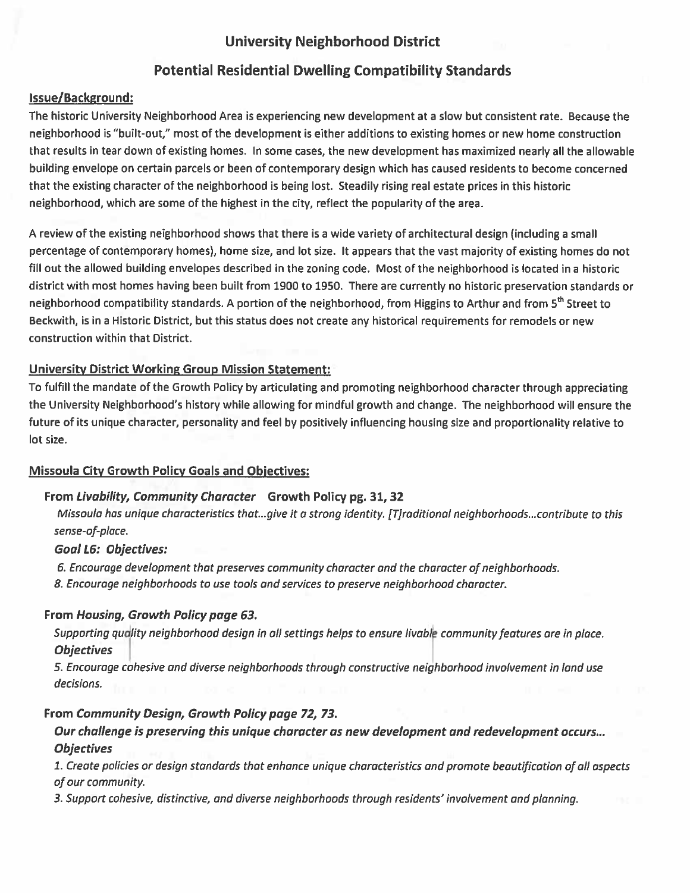# University Neighborhood District

## Potential Residential Dwelling Compatibility Standards

### Issue/Background:

The historic University Neighborhood Area is experiencing new development at a slow but consistent rate. Because the neighborhood is "built-out," most of the development is either additions to existing homes or new home construction that results in tear down of existing homes. In some cases, the new development has maximized nearly all the allowable building envelope on certain parcels or been of contemporary design which has caused residents to become concerned that the existing character of the neighborhood is being lost. Steadily rising real estate prices in this historic neighborhood, which are some of the highest in the city, reflect the popularity of the area.

A review of the existing neighborhood shows that there is a wide variety of architectural design (including a small percentage of contemporary homes), home size, and lot size. It appears that the vast majority of existing homes do not fill out the allowed building envelopes described in the zoning code. Most of the neighborhood is located in a historic district with most homes having been built from 1900 to 1950. There are currently no historic preservation standards or neighborhood compatibility standards. A portion of the neighborhood, from Higgins to Arthur and from 5th Street to Beckwith, is in a Historic District, but this status does not create any historical requirements for remodels or new construction within that District.

### University District Working Group Mission Statement:

To fulfill the mandate of the Growth Policy by articulating and promoting neighborhood character through appreciating the University Neighborhood's history while allowing for mindful growth and change. The neighborhood will ensure the future of its unique character, personality and feel by positively influencing housing size and proportionality relative to lot size.

### Missoula City Growth Policy Goals and Objectives:

**From *Livability, Community Character* Growth Policy pg. 31, 32**

*Missoula has unique characteristics that...give it a strong identity. [T]raditional neighborhoods...contribute to this sense-of-place.*

***Goal L6: Objectives:***

*6. Encourage development that preserves community character and the character of neighborhoods.*

*8. Encourage neighborhoods to use tools and services to preserve neighborhood character.*

**From *Housing, Growth Policy page 63.***

*Supporting quality neighborhood design in all settings helps to ensure livable community features are in place.*

***Objectives***

*5. Encourage cohesive and diverse neighborhoods through constructive neighborhood involvement in land use decisions.*

**From *Community Design, Growth Policy page 72, 73.***

***Our challenge is preserving this unique character as new development and redevelopment occurs...***

***Objectives***

*1. Create policies or design standards that enhance unique characteristics and promote beautification of all aspects of our community.*

*3. Support cohesive, distinctive, and diverse neighborhoods through residents' involvement and planning.*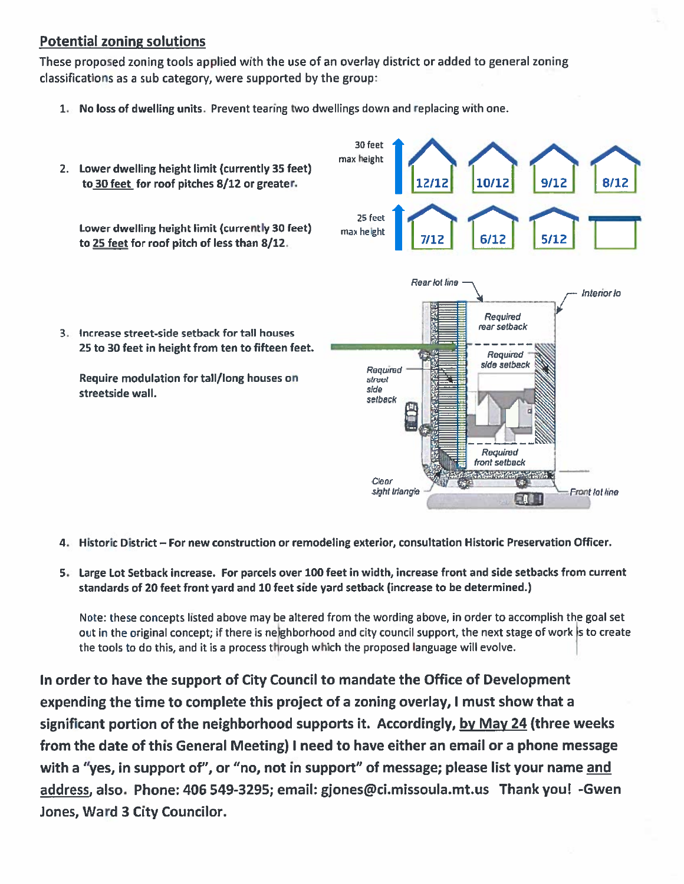## Potential zoning solutions

These proposed zoning tools applied with the use of an overlay district or added to general zoning classifications as a sub category, were supported by the group:

1. **No loss of dwelling units.** Prevent tearing two dwellings down and replacing with one.

2. **Lower dwelling height limit (currently 35 feet) to <u>30 feet</u> for roof pitches 8/12 or greater.**

   **Lower dwelling height limit (currently 30 feet) to <u>25 feet</u> for roof pitch of less than 8/12.**

   30 feet max height: 12/12, 10/12, 9/12, 8/12

   25 feet max height: 7/12, 6/12, 5/12

3. **Increase street-side setback for tall houses 25 to 30 feet in height from ten to fifteen feet.**

   **Require modulation for tall/long houses on streetside wall.**

   *Rear lot line*, *Interior lo*, *Required rear setback*, *Required side setback*, *Required street side setback*, *Required front setback*, *Clear sight triangle*, *Front lot line*

4. **Historic District – For new construction or remodeling exterior, consultation Historic Preservation Officer.**

5. **Large Lot Setback increase. For parcels over 100 feet in width, increase front and side setbacks from current standards of 20 feet front yard and 10 feet side yard setback (increase to be determined.)**

   Note: these concepts listed above may be altered from the wording above, in order to accomplish the goal set out in the original concept; if there is neighborhood and city council support, the next stage of work is to create the tools to do this, and it is a process through which the proposed language will evolve.

**In order to have the support of City Council to mandate the Office of Development expending the time to complete this project of a zoning overlay, I must show that a significant portion of the neighborhood supports it. Accordingly, <u>by May 24</u> (three weeks from the date of this General Meeting) I need to have either an email or a phone message with a "yes, in support of", or "no, not in support" of message; please list your name <u>and address</u>, also. Phone: 406 549-3295; email: gjones@ci.missoula.mt.us Thank you! -Gwen Jones, Ward 3 City Councilor.**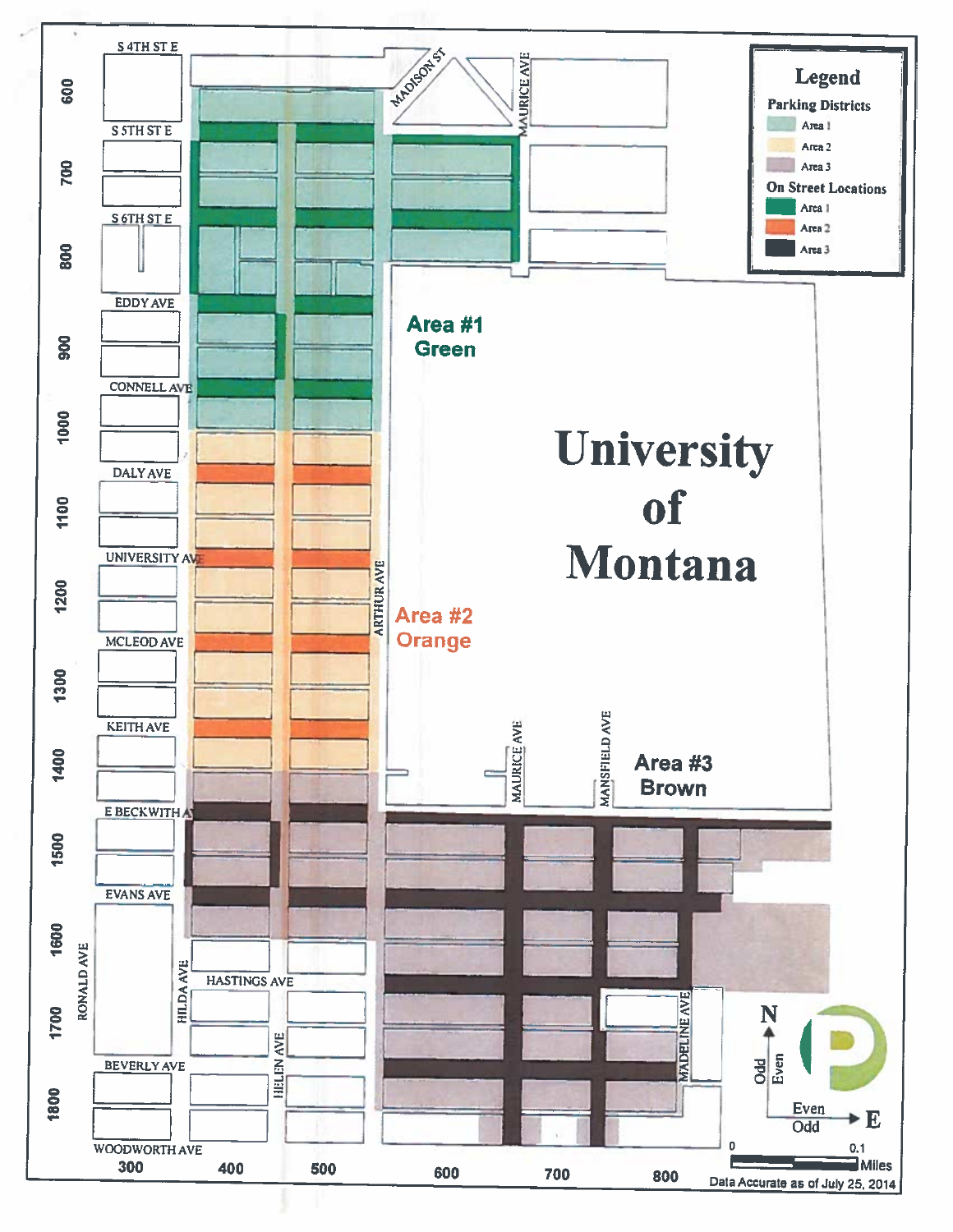## Legend

**Parking Districts**
- Area 1
- Area 2
- Area 3

**On Street Locations**
- Area 1
- Area 2
- Area 3

S 4TH ST E

S 5TH ST E

S 6TH ST E

EDDY AVE

CONNELL AVE

DALY AVE

UNIVERSITY AVE

MCLEOD AVE

KEITH AVE

E BECKWITH AVE

EVANS AVE

HASTINGS AVE

BEVERLY AVE

WOODWORTH AVE

MADISON ST

MAURICE AVE

ARTHUR AVE

MANSFIELD AVE

MADELINE AVE

RONALD AVE

HILDA AVE

HELEN AVE

600, 700, 800, 900, 1000, 1100, 1200, 1300, 1400, 1500, 1600, 1700, 1800

300, 400, 500, 600, 700, 800

**Area #1 Green**

**Area #2 Orange**

**Area #3 Brown**

**University of Montana**

N, E, Odd, Even, Even, Odd

0 — 0.1 Miles

Data Accurate as of July 25, 2014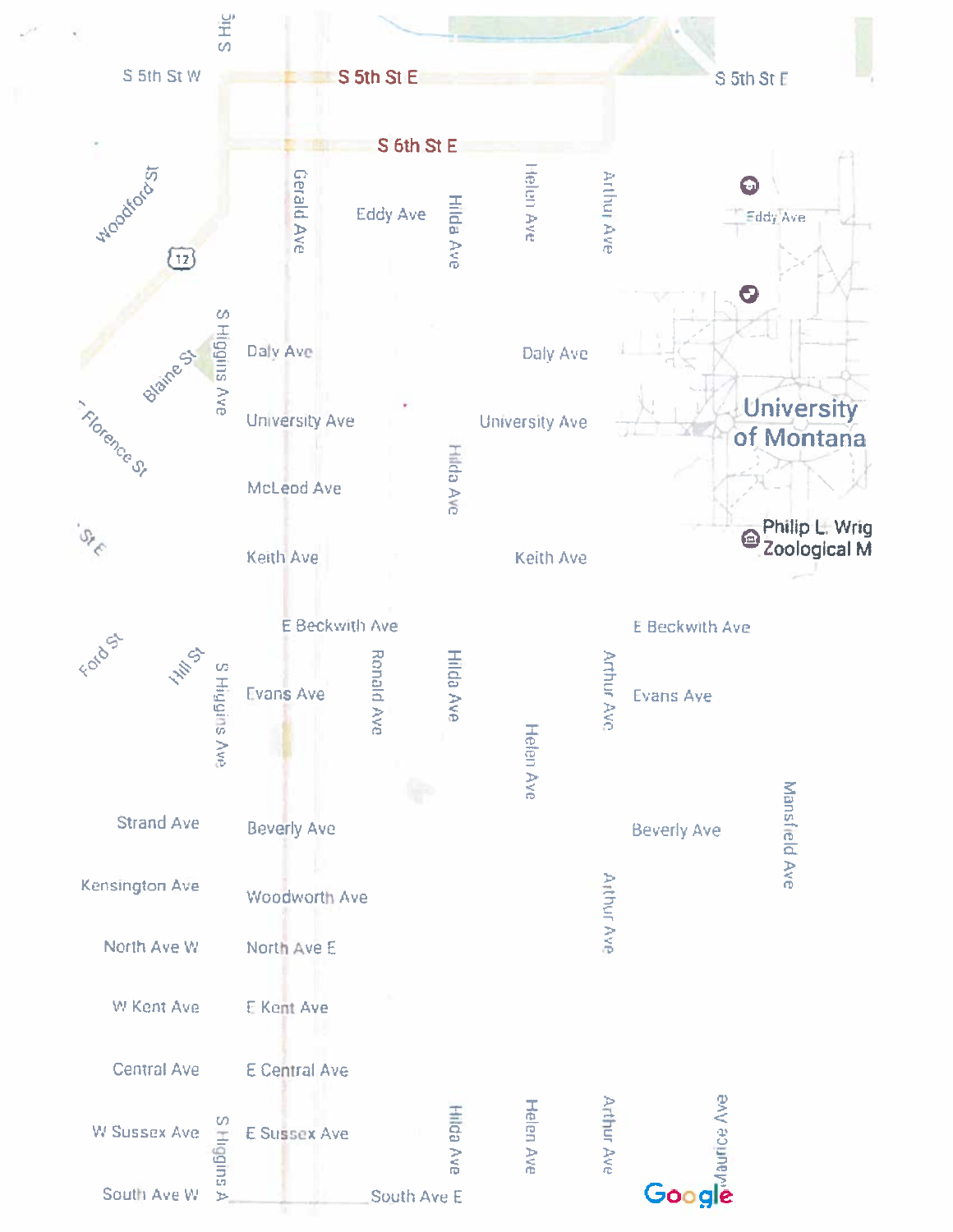S Hig

S 5th St W

S 5th St E

S 5th St E

S 6th St E

Woodford St

12

Gerald Ave

Eddy Ave

Hilda Ave

Helen Ave

Arthur Ave

Eddy Ave

Blaine St

S Higgins Ave

Daly Ave

Daly Ave

Florence St

University Ave

University Ave

University of Montana

McLeod Ave

Hilda Ave

St E

Keith Ave

Keith Ave

Philip L. Wrig Zoological M

E Beckwith Ave

E Beckwith Ave

Ford St

Hill St

S Higgins Ave

Evans Ave

Ronald Ave

Hilda Ave

Arthur Ave

Evans Ave

Helen Ave

Strand Ave

Beverly Ave

Beverly Ave

Mansfield Ave

Kensington Ave

Woodworth Ave

Arthur Ave

North Ave W

North Ave E

W Kent Ave

E Kent Ave

Central Ave

E Central Ave

W Sussex Ave

S Higgins A

E Sussex Ave

Hilda Ave

Helen Ave

Arthur Ave

Maurice Ave

South Ave W

South Ave E

Google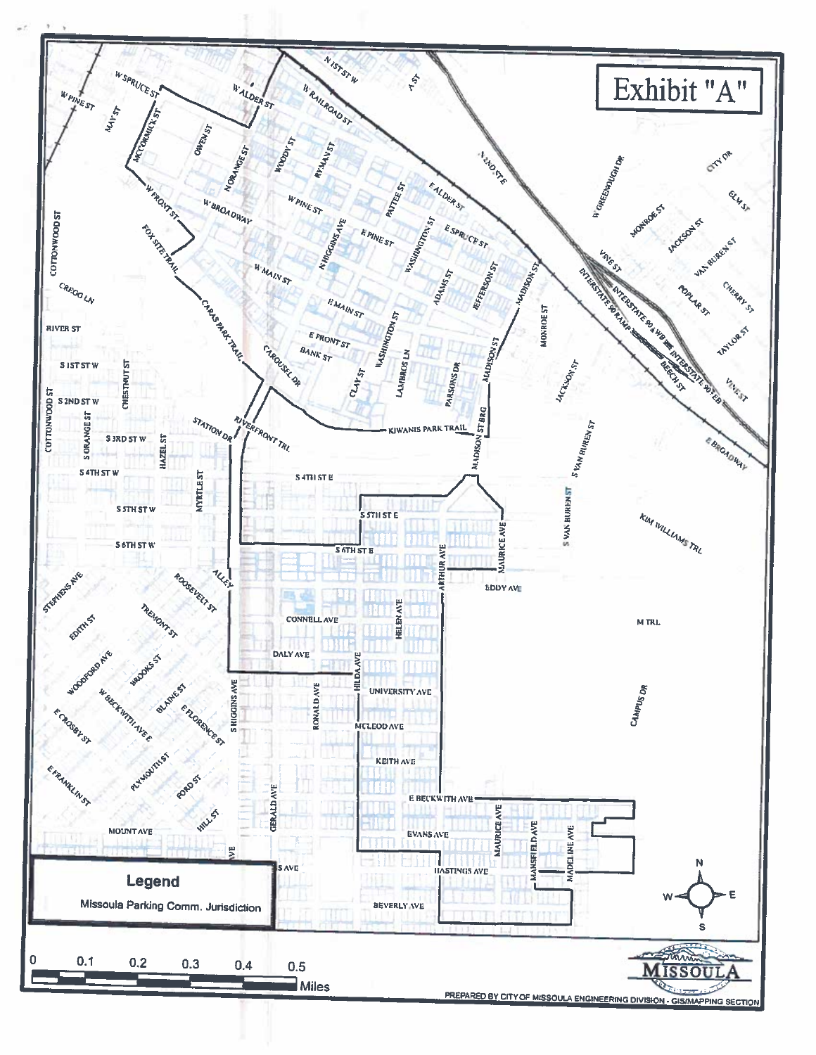# Exhibit "A"

**Legend**

Missoula Parking Comm. Jurisdiction

0 0.1 0.2 0.3 0.4 0.5 Miles

MISSOULA

PREPARED BY CITY OF MISSOULA ENGINEERING DIVISION - GIS/MAPPING SECTION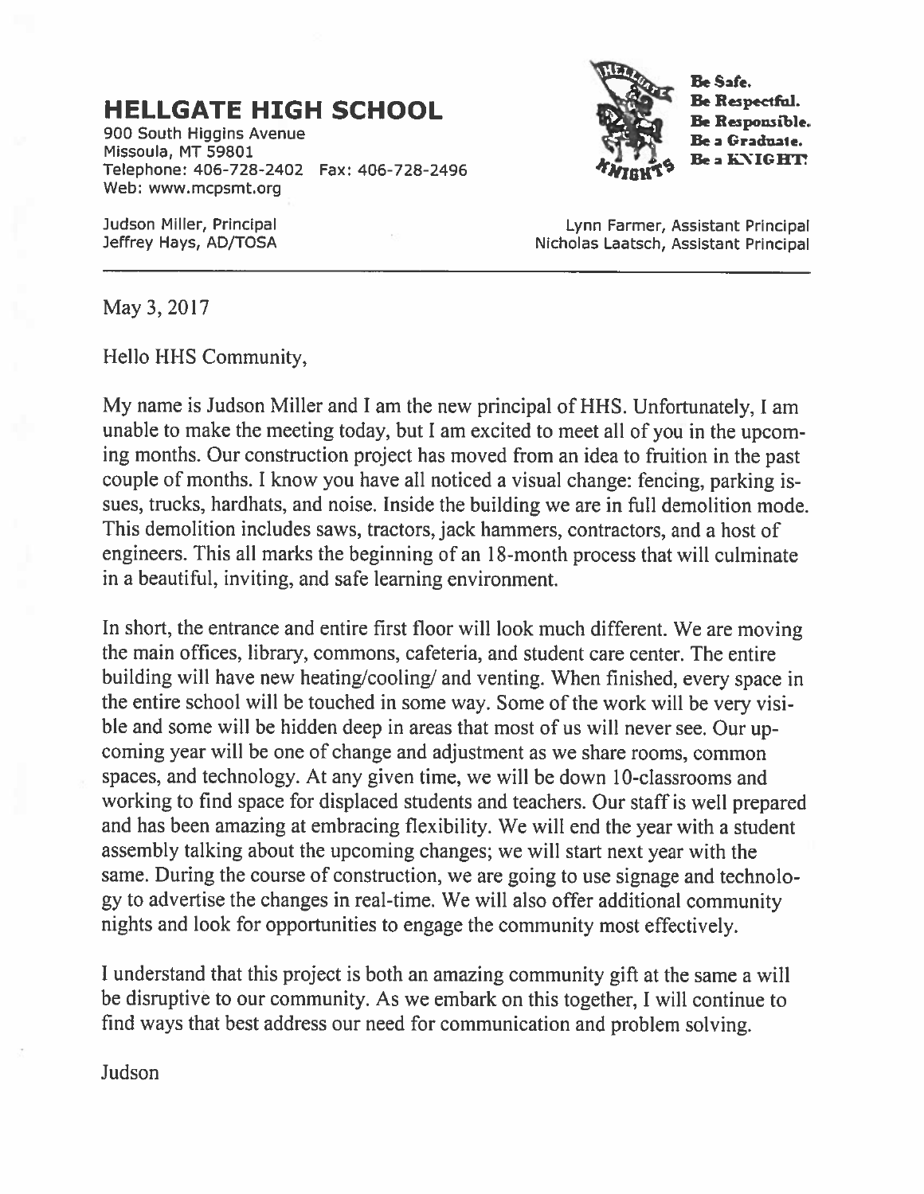# HELLGATE HIGH SCHOOL

900 South Higgins Avenue
Missoula, MT 59801
Telephone: 406-728-2402 Fax: 406-728-2496
Web: www.mcpsmt.org

**Be Safe.**
**Be Respectful.**
**Be Responsible.**
**Be a Graduate.**
**Be a KNIGHT!**

Judson Miller, Principal
Jeffrey Hays, AD/TOSA

Lynn Farmer, Assistant Principal
Nicholas Laatsch, Assistant Principal

---

May 3, 2017

Hello HHS Community,

My name is Judson Miller and I am the new principal of HHS. Unfortunately, I am unable to make the meeting today, but I am excited to meet all of you in the upcoming months. Our construction project has moved from an idea to fruition in the past couple of months. I know you have all noticed a visual change: fencing, parking issues, trucks, hardhats, and noise. Inside the building we are in full demolition mode. This demolition includes saws, tractors, jack hammers, contractors, and a host of engineers. This all marks the beginning of an 18-month process that will culminate in a beautiful, inviting, and safe learning environment.

In short, the entrance and entire first floor will look much different. We are moving the main offices, library, commons, cafeteria, and student care center. The entire building will have new heating/cooling/ and venting. When finished, every space in the entire school will be touched in some way. Some of the work will be very visible and some will be hidden deep in areas that most of us will never see. Our upcoming year will be one of change and adjustment as we share rooms, common spaces, and technology. At any given time, we will be down 10-classrooms and working to find space for displaced students and teachers. Our staff is well prepared and has been amazing at embracing flexibility. We will end the year with a student assembly talking about the upcoming changes; we will start next year with the same. During the course of construction, we are going to use signage and technology to advertise the changes in real-time. We will also offer additional community nights and look for opportunities to engage the community most effectively.

I understand that this project is both an amazing community gift at the same a will be disruptive to our community. As we embark on this together, I will continue to find ways that best address our need for communication and problem solving.

Judson